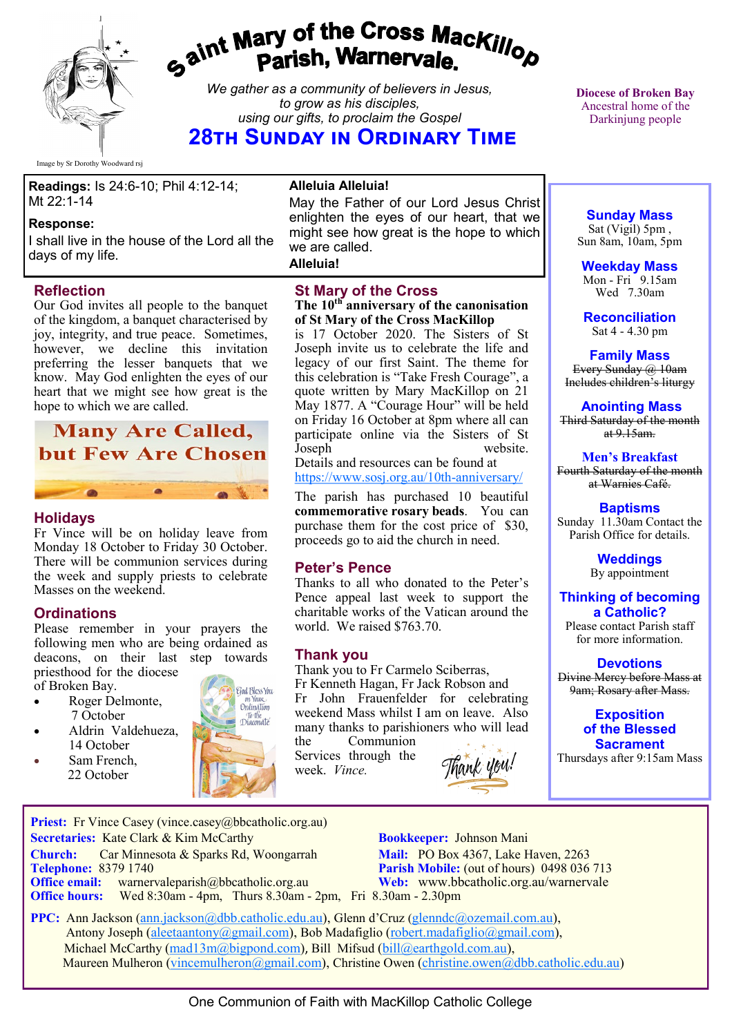# Saint Mary of the Cross MacKillop Parish, Warnervale.

*We gather as a community of believers in Jesus, to grow as his disciples, using our gifts, to proclaim the Gospel*

## 28th Sunday in Ordinary Time

Image by Sr Dorothy Woodward rsj

**Diocese of Broken Bay**
Ancestral home of the Darkinjung people

**Readings:** Is 24:6-10; Phil 4:12-14; Mt 22:1-14

**Response:**
I shall live in the house of the Lord all the days of my life.

**Alleluia Alleluia!**
May the Father of our Lord Jesus Christ enlighten the eyes of our heart, that we might see how great is the hope to which we are called.
**Alleluia!**

### Reflection

Our God invites all people to the banquet of the kingdom, a banquet characterised by joy, integrity, and true peace. Sometimes, however, we decline this invitation preferring the lesser banquets that we know. May God enlighten the eyes of our heart that we might see how great is the hope to which we are called.

**Many Are Called, but Few Are Chosen**

### Holidays

Fr Vince will be on holiday leave from Monday 18 October to Friday 30 October. There will be communion services during the week and supply priests to celebrate Masses on the weekend.

### Ordinations

Please remember in your prayers the following men who are being ordained as deacons, on their last step towards priesthood for the diocese of Broken Bay.

- Roger Delmonte, 7 October
- Aldrin Valdehueza, 14 October
- Sam French, 22 October

### St Mary of the Cross

**The 10th anniversary of the canonisation of St Mary of the Cross MacKillop** is 17 October 2020. The Sisters of St Joseph invite us to celebrate the life and legacy of our first Saint. The theme for this celebration is "Take Fresh Courage", a quote written by Mary MacKillop on 21 May 1877. A "Courage Hour" will be held on Friday 16 October at 8pm where all can participate online via the Sisters of St Joseph website. Details and resources can be found at https://www.sosj.org.au/10th-anniversary/

The parish has purchased 10 beautiful **commemorative rosary beads**. You can purchase them for the cost price of $30, proceeds go to aid the church in need.

### Peter's Pence

Thanks to all who donated to the Peter's Pence appeal last week to support the charitable works of the Vatican around the world. We raised $763.70.

### Thank you

Thank you to Fr Carmelo Sciberras, Fr Kenneth Hagan, Fr Jack Robson and Fr John Frauenfelder for celebrating weekend Mass whilst I am on leave. Also many thanks to parishioners who will lead the Communion Services through the week. *Vince.*

**Sunday Mass**
Sat (Vigil) 5pm ,
Sun 8am, 10am, 5pm

**Weekday Mass**
Mon - Fri 9.15am
Wed 7.30am

**Reconciliation**
Sat 4 - 4.30 pm

**Family Mass**
~~Every Sunday @ 10am Includes children's liturgy~~

**Anointing Mass**
~~Third Saturday of the month at 9.15am.~~

**Men's Breakfast**
~~Fourth Saturday of the month at Warnies Café.~~

**Baptisms**
Sunday 11.30am Contact the Parish Office for details.

**Weddings**
By appointment

**Thinking of becoming a Catholic?**
Please contact Parish staff for more information.

**Devotions**
~~Divine Mercy before Mass at 9am; Rosary after Mass.~~

**Exposition of the Blessed Sacrament**
Thursdays after 9:15am Mass

**Priest:** Fr Vince Casey (vince.casey@bbcatholic.org.au)
**Secretaries:** Kate Clark & Kim McCarthy
**Bookkeeper:** Johnson Mani
**Church:** Car Minnesota & Sparks Rd, Woongarrah
**Mail:** PO Box 4367, Lake Haven, 2263
**Telephone:** 8379 1740
**Parish Mobile:** (out of hours) 0498 036 713
**Office email:** warnervaleparish@bbcatholic.org.au
**Web:** www.bbcatholic.org.au/warnervale
**Office hours:** Wed 8:30am - 4pm, Thurs 8.30am - 2pm, Fri 8.30am - 2.30pm

**PPC:** Ann Jackson (ann.jackson@dbb.catholic.edu.au), Glenn d'Cruz (glenndc@ozemail.com.au), Antony Joseph (aleetaantony@gmail.com), Bob Madafiglio (robert.madafiglio@gmail.com), Michael McCarthy (mad13m@bigpond.com), Bill Mifsud (bill@earthgold.com.au), Maureen Mulheron (vincemulheron@gmail.com), Christine Owen (christine.owen@dbb.catholic.edu.au)

One Communion of Faith with MacKillop Catholic College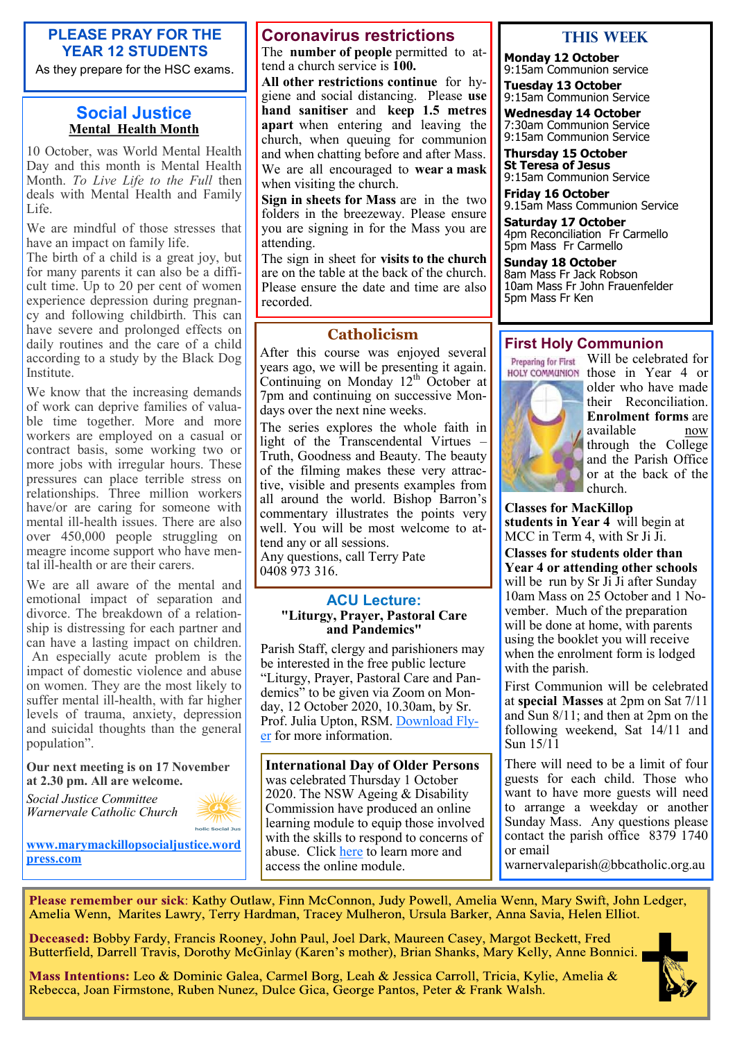## PLEASE PRAY FOR THE YEAR 12 STUDENTS

As they prepare for the HSC exams.

## Social Justice

**Mental Health Month**

10 October, was World Mental Health Day and this month is Mental Health Month. *To Live Life to the Full* then deals with Mental Health and Family Life.

We are mindful of those stresses that have an impact on family life.

The birth of a child is a great joy, but for many parents it can also be a difficult time. Up to 20 per cent of women experience depression during pregnancy and following childbirth. This can have severe and prolonged effects on daily routines and the care of a child according to a study by the Black Dog Institute.

We know that the increasing demands of work can deprive families of valuable time together. More and more workers are employed on a casual or contract basis, some working two or more jobs with irregular hours. These pressures can place terrible stress on relationships. Three million workers have/or are caring for someone with mental ill-health issues. There are also over 450,000 people struggling on meagre income support who have mental ill-health or are their carers.

We are all aware of the mental and emotional impact of separation and divorce. The breakdown of a relationship is distressing for each partner and can have a lasting impact on children. An especially acute problem is the impact of domestic violence and abuse on women. They are the most likely to suffer mental ill-health, with far higher levels of trauma, anxiety, depression and suicidal thoughts than the general population".

**Our next meeting is on 17 November at 2.30 pm. All are welcome.**

*Social Justice Committee*
*Warnervale Catholic Church*

[www.marymackillopsocialjustice.wordpress.com](www.marymackillopsocialjustice.wordpress.com)

## Coronavirus restrictions

The **number of people** permitted to attend a church service is **100.**

**All other restrictions continue** for hygiene and social distancing. Please **use hand sanitiser** and **keep 1.5 metres apart** when entering and leaving the church, when queuing for communion and when chatting before and after Mass. We are all encouraged to **wear a mask** when visiting the church.

**Sign in sheets for Mass** are in the two folders in the breezeway. Please ensure you are signing in for the Mass you are attending.

The sign in sheet for **visits to the church** are on the table at the back of the church. Please ensure the date and time are also recorded.

## Catholicism

After this course was enjoyed several years ago, we will be presenting it again. Continuing on Monday 12th October at 7pm and continuing on successive Mondays over the next nine weeks.

The series explores the whole faith in light of the Transcendental Virtues – Truth, Goodness and Beauty. The beauty of the filming makes these very attractive, visible and presents examples from all around the world. Bishop Barron's commentary illustrates the points very well. You will be most welcome to attend any or all sessions.

Any questions, call Terry Pate 0408 973 316.

## ACU Lecture:

**"Liturgy, Prayer, Pastoral Care and Pandemics"**

Parish Staff, clergy and parishioners may be interested in the free public lecture "Liturgy, Prayer, Pastoral Care and Pandemics" to be given via Zoom on Monday, 12 October 2020, 10.30am, by Sr. Prof. Julia Upton, RSM. Download Flyer for more information.

**International Day of Older Persons** was celebrated Thursday 1 October 2020. The NSW Ageing & Disability Commission have produced an online learning module to equip those involved with the skills to respond to concerns of abuse. Click here to learn more and access the online module.

## THIS WEEK

**Monday 12 October**
9:15am Communion service

**Tuesday 13 October**
9:15am Communion Service

**Wednesday 14 October**
7:30am Communion Service
9:15am Communion Service

**Thursday 15 October**
**St Teresa of Jesus**
9:15am Communion Service

**Friday 16 October**
9.15am Mass Communion Service

**Saturday 17 October**
4pm Reconciliation Fr Carmello
5pm Mass Fr Carmello

**Sunday 18 October**
8am Mass Fr Jack Robson
10am Mass Fr John Frauenfelder
5pm Mass Fr Ken

## First Holy Communion

Will be celebrated for those in Year 4 or older who have made their Reconciliation. **Enrolment forms** are available now through the College and the Parish Office or at the back of the church.

**Classes for MacKillop students in Year 4** will begin at MCC in Term 4, with Sr Ji Ji.

**Classes for students older than Year 4 or attending other schools** will be run by Sr Ji Ji after Sunday 10am Mass on 25 October and 1 November. Much of the preparation will be done at home, with parents using the booklet you will receive when the enrolment form is lodged with the parish.

First Communion will be celebrated at **special Masses** at 2pm on Sat 7/11 and Sun 8/11; and then at 2pm on the following weekend, Sat 14/11 and Sun 15/11

There will need to be a limit of four guests for each child. Those who want to have more guests will need to arrange a weekday or another Sunday Mass. Any questions please contact the parish office 8379 1740 or email warnervaleparish@bbcatholic.org.au

**Please remember our sick**: Kathy Outlaw, Finn McConnon, Judy Powell, Amelia Wenn, Mary Swift, John Ledger, Amelia Wenn, Marites Lawry, Terry Hardman, Tracey Mulheron, Ursula Barker, Anna Savia, Helen Elliot.

**Deceased:** Bobby Fardy, Francis Rooney, John Paul, Joel Dark, Maureen Casey, Margot Beckett, Fred Butterfield, Darrell Travis, Dorothy McGinlay (Karen's mother), Brian Shanks, Mary Kelly, Anne Bonnici.

**Mass Intentions:** Leo & Dominic Galea, Carmel Borg, Leah & Jessica Carroll, Tricia, Kylie, Amelia & Rebecca, Joan Firmstone, Ruben Nunez, Dulce Gica, George Pantos, Peter & Frank Walsh.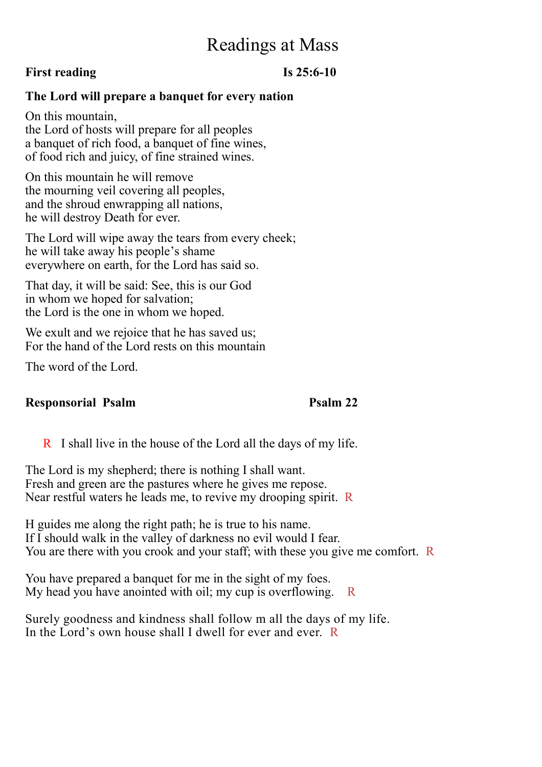# Readings at Mass

**First reading** **Is 25:6-10**

**The Lord will prepare a banquet for every nation**

On this mountain,
the Lord of hosts will prepare for all peoples
a banquet of rich food, a banquet of fine wines,
of food rich and juicy, of fine strained wines.

On this mountain he will remove
the mourning veil covering all peoples,
and the shroud enwrapping all nations,
he will destroy Death for ever.

The Lord will wipe away the tears from every cheek;
he will take away his people's shame
everywhere on earth, for the Lord has said so.

That day, it will be said: See, this is our God
in whom we hoped for salvation;
the Lord is the one in whom we hoped.

We exult and we rejoice that he has saved us;
For the hand of the Lord rests on this mountain

The word of the Lord.

**Responsorial Psalm** **Psalm 22**

R I shall live in the house of the Lord all the days of my life.

The Lord is my shepherd; there is nothing I shall want.
Fresh and green are the pastures where he gives me repose.
Near restful waters he leads me, to revive my drooping spirit. R

H guides me along the right path; he is true to his name.
If I should walk in the valley of darkness no evil would I fear.
You are there with you crook and your staff; with these you give me comfort. R

You have prepared a banquet for me in the sight of my foes.
My head you have anointed with oil; my cup is overflowing. R

Surely goodness and kindness shall follow m all the days of my life.
In the Lord's own house shall I dwell for ever and ever. R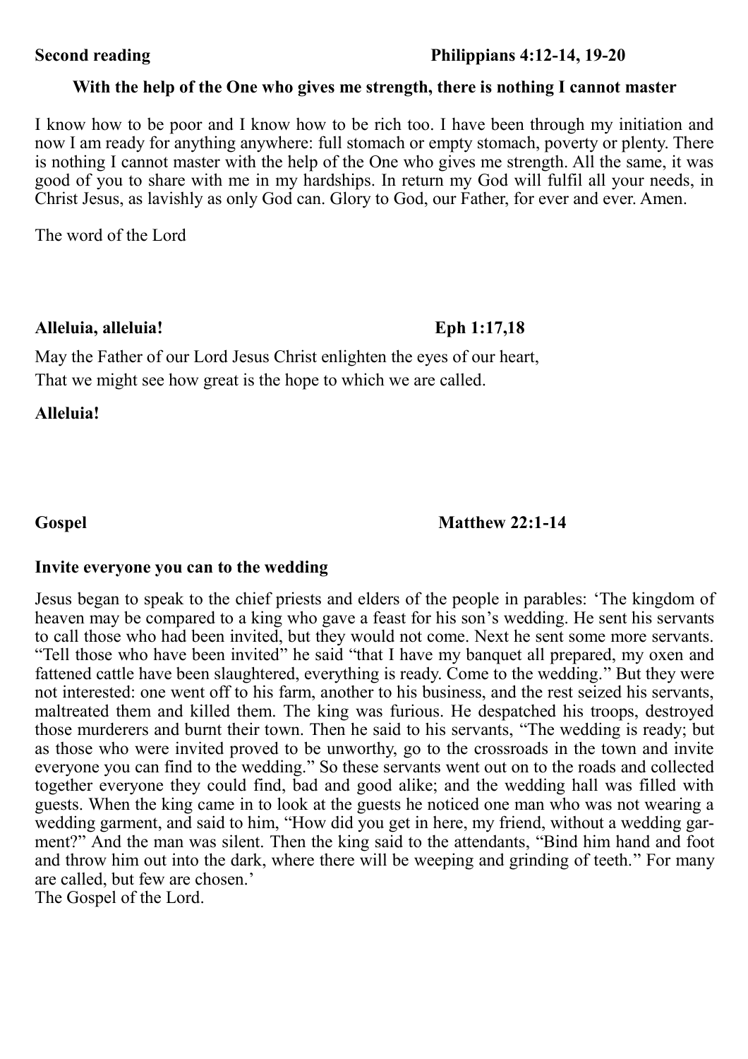**Second reading** **Philippians 4:12-14, 19-20**

**With the help of the One who gives me strength, there is nothing I cannot master**

I know how to be poor and I know how to be rich too. I have been through my initiation and now I am ready for anything anywhere: full stomach or empty stomach, poverty or plenty. There is nothing I cannot master with the help of the One who gives me strength. All the same, it was good of you to share with me in my hardships. In return my God will fulfil all your needs, in Christ Jesus, as lavishly as only God can. Glory to God, our Father, for ever and ever. Amen.

The word of the Lord

**Alleluia, alleluia!** **Eph 1:17,18**

May the Father of our Lord Jesus Christ enlighten the eyes of our heart,
That we might see how great is the hope to which we are called.

**Alleluia!**

**Gospel** **Matthew 22:1-14**

**Invite everyone you can to the wedding**

Jesus began to speak to the chief priests and elders of the people in parables: 'The kingdom of heaven may be compared to a king who gave a feast for his son's wedding. He sent his servants to call those who had been invited, but they would not come. Next he sent some more servants. "Tell those who have been invited" he said "that I have my banquet all prepared, my oxen and fattened cattle have been slaughtered, everything is ready. Come to the wedding." But they were not interested: one went off to his farm, another to his business, and the rest seized his servants, maltreated them and killed them. The king was furious. He despatched his troops, destroyed those murderers and burnt their town. Then he said to his servants, "The wedding is ready; but as those who were invited proved to be unworthy, go to the crossroads in the town and invite everyone you can find to the wedding." So these servants went out on to the roads and collected together everyone they could find, bad and good alike; and the wedding hall was filled with guests. When the king came in to look at the guests he noticed one man who was not wearing a wedding garment, and said to him, "How did you get in here, my friend, without a wedding garment?" And the man was silent. Then the king said to the attendants, "Bind him hand and foot and throw him out into the dark, where there will be weeping and grinding of teeth." For many are called, but few are chosen.'
The Gospel of the Lord.